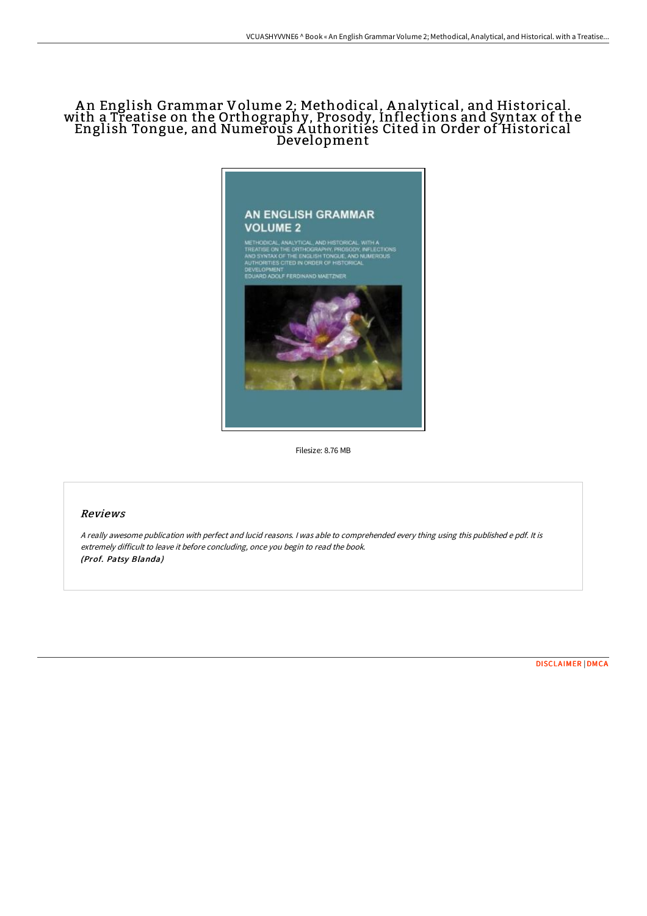# An English Grammar Volume 2; Methodical, Analytical, and Historical. with a Treatise on the Orthography, Prosody, Inflections and Syntax of the English Tongue, and Numerous Authorities Cited in Order of Historical Development

AN ENGLISH GRAMMAR VOLUME 2

METHODICAL, ANALYTICAL, AND HISTORICAL. WITH A TREATISE ON THE ORTHOGRAPHY, PROSODY, INFLECTIONS AND SYNTAX OF THE ENGLISH TONGUE; AND NUMEROUS AUTHORITIES CITED IN ORDER OF HISTORICAL DEVELOPMENT

EDUARD ADOLF FERDINAND MAETZNER

Filesize: 8.76 MB

## *Reviews*

*A really awesome publication with perfect and lucid reasons. I was able to comprehended every thing using this published e pdf. It is extremely difficult to leave it before concluding, once you begin to read the book.*
*(Prof. Patsy Blanda)*

DISCLAIMER | DMCA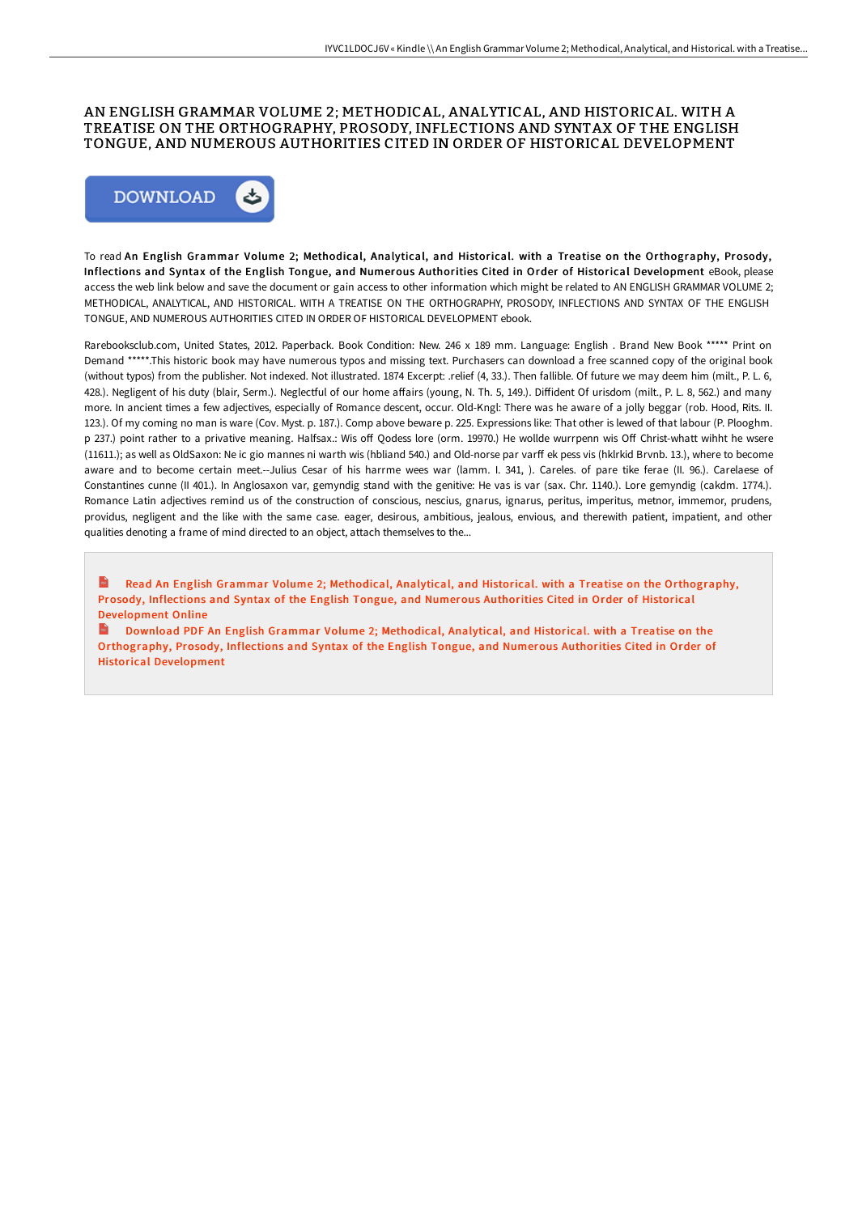# AN ENGLISH GRAMMAR VOLUME 2; METHODICAL, ANALYTICAL, AND HISTORICAL. WITH A TREATISE ON THE ORTHOGRAPHY, PROSODY, INFLECTIONS AND SYNTAX OF THE ENGLISH TONGUE, AND NUMEROUS AUTHORITIES CITED IN ORDER OF HISTORICAL DEVELOPMENT

DOWNLOAD

To read **An English Grammar Volume 2; Methodical, Analytical, and Historical. with a Treatise on the Orthography, Prosody, Inflections and Syntax of the English Tongue, and Numerous Authorities Cited in Order of Historical Development** eBook, please access the web link below and save the document or gain access to other information which might be related to AN ENGLISH GRAMMAR VOLUME 2; METHODICAL, ANALYTICAL, AND HISTORICAL. WITH A TREATISE ON THE ORTHOGRAPHY, PROSODY, INFLECTIONS AND SYNTAX OF THE ENGLISH TONGUE, AND NUMEROUS AUTHORITIES CITED IN ORDER OF HISTORICAL DEVELOPMENT ebook.

Rarebooksclub.com, United States, 2012. Paperback. Book Condition: New. 246 x 189 mm. Language: English . Brand New Book ***** Print on Demand *****.This historic book may have numerous typos and missing text. Purchasers can download a free scanned copy of the original book (without typos) from the publisher. Not indexed. Not illustrated. 1874 Excerpt: .relief (4, 33.). Then fallible. Of future we may deem him (milt., P. L. 6, 428.). Negligent of his duty (blair, Serm.). Neglectful of our home affairs (young, N. Th. 5, 149.). Diffident Of urisdom (milt., P. L. 8, 562.) and many more. In ancient times a few adjectives, especially of Romance descent, occur. Old-Kngl: There was he aware of a jolly beggar (rob. Hood, Rits. II. 123.). Of my coming no man is ware (Cov. Myst. p. 187.). Comp above beware p. 225. Expressions like: That other is lewed of that labour (P. Plooghm. p 237.) point rather to a privative meaning. Halfsax.: Wis off Qodess lore (orm. 19970.) He wollde wurrpenn wis Off Christ-whatt wihht he wsere (11611.); as well as OldSaxon: Ne ic gio mannes ni warth wis (hbliand 540.) and Old-norse par varff ek pess vis (hklrkid Brvnb. 13.), where to become aware and to become certain meet.--Julius Cesar of his harrme wees war (lamm. I. 341, ). Careles. of pare tike ferae (II. 96.). Carelaese of Constantines cunne (II 401.). In Anglosaxon var, gemyndig stand with the genitive: He vas is var (sax. Chr. 1140.). Lore gemyndig (cakdm. 1774.). Romance Latin adjectives remind us of the construction of conscious, nescius, gnarus, ignarus, peritus, imperitus, metnor, immemor, prudens, providus, negligent and the like with the same case. eager, desirous, ambitious, jealous, envious, and therewith patient, impatient, and other qualities denoting a frame of mind directed to an object, attach themselves to the...

Read An English Grammar Volume 2; Methodical, Analytical, and Historical. with a Treatise on the Orthography, Prosody, Inflections and Syntax of the English Tongue, and Numerous Authorities Cited in Order of Historical Development Online

Download PDF An English Grammar Volume 2; Methodical, Analytical, and Historical. with a Treatise on the Orthography, Prosody, Inflections and Syntax of the English Tongue, and Numerous Authorities Cited in Order of Historical Development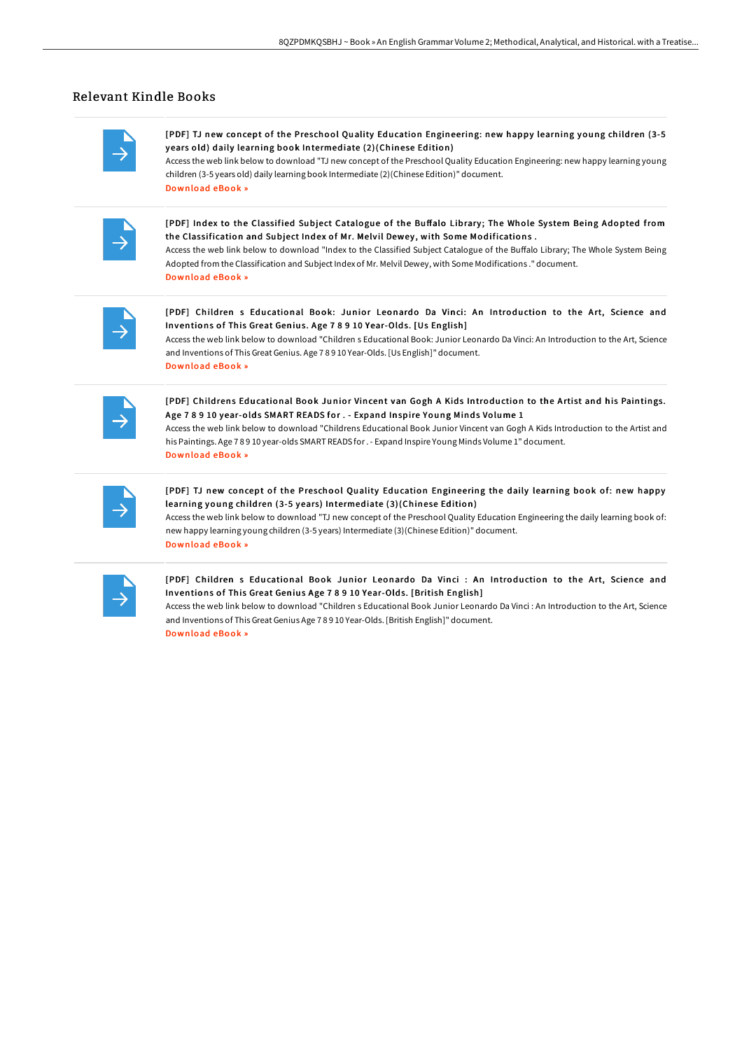## Relevant Kindle Books

[PDF] TJ new concept of the Preschool Quality Education Engineering: new happy learning young children (3-5 years old) daily learning book Intermediate (2)(Chinese Edition)

Access the web link below to download "TJ new concept of the Preschool Quality Education Engineering: new happy learning young children (3-5 years old) daily learning book Intermediate (2)(Chinese Edition)" document.

Download eBook »

[PDF] Index to the Classified Subject Catalogue of the Buffalo Library; The Whole System Being Adopted from the Classification and Subject Index of Mr. Melvil Dewey, with Some Modifications .

Access the web link below to download "Index to the Classified Subject Catalogue of the Buffalo Library; The Whole System Being Adopted from the Classification and Subject Index of Mr. Melvil Dewey, with Some Modifications ." document.

Download eBook »

[PDF] Children s Educational Book: Junior Leonardo Da Vinci: An Introduction to the Art, Science and Inventions of This Great Genius. Age 7 8 9 10 Year-Olds. [Us English]

Access the web link below to download "Children s Educational Book: Junior Leonardo Da Vinci: An Introduction to the Art, Science and Inventions of This Great Genius. Age 7 8 9 10 Year-Olds. [Us English]" document.

Download eBook »

[PDF] Childrens Educational Book Junior Vincent van Gogh A Kids Introduction to the Artist and his Paintings. Age 7 8 9 10 year-olds SMART READS for . - Expand Inspire Young Minds Volume 1

Access the web link below to download "Childrens Educational Book Junior Vincent van Gogh A Kids Introduction to the Artist and his Paintings. Age 7 8 9 10 year-olds SMART READS for . - Expand Inspire Young Minds Volume 1" document.

Download eBook »

[PDF] TJ new concept of the Preschool Quality Education Engineering the daily learning book of: new happy learning young children (3-5 years) Intermediate (3)(Chinese Edition)

Access the web link below to download "TJ new concept of the Preschool Quality Education Engineering the daily learning book of: new happy learning young children (3-5 years) Intermediate (3)(Chinese Edition)" document.

Download eBook »

[PDF] Children s Educational Book Junior Leonardo Da Vinci : An Introduction to the Art, Science and Inventions of This Great Genius Age 7 8 9 10 Year-Olds. [British English]

Access the web link below to download "Children s Educational Book Junior Leonardo Da Vinci : An Introduction to the Art, Science and Inventions of This Great Genius Age 7 8 9 10 Year-Olds. [British English]" document.

Download eBook »